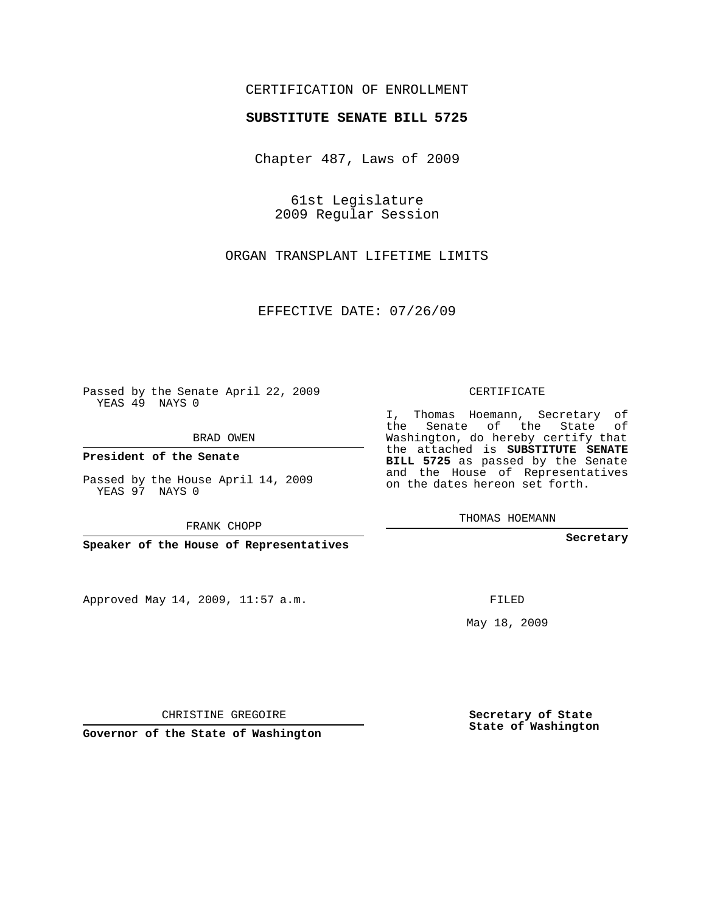CERTIFICATION OF ENROLLMENT

**SUBSTITUTE SENATE BILL 5725**

Chapter 487, Laws of 2009

61st Legislature
2009 Regular Session

ORGAN TRANSPLANT LIFETIME LIMITS

EFFECTIVE DATE: 07/26/09

Passed by the Senate April 22, 2009
YEAS 49 NAYS 0

BRAD OWEN

**President of the Senate**

Passed by the House April 14, 2009
YEAS 97 NAYS 0

FRANK CHOPP

**Speaker of the House of Representatives**

CERTIFICATE

I, Thomas Hoemann, Secretary of the Senate of the State of Washington, do hereby certify that the attached is **SUBSTITUTE SENATE BILL 5725** as passed by the Senate and the House of Representatives on the dates hereon set forth.

THOMAS HOEMANN

**Secretary**

Approved May 14, 2009, 11:57 a.m.

FILED

May 18, 2009

CHRISTINE GREGOIRE

**Governor of the State of Washington**

**Secretary of State**
**State of Washington**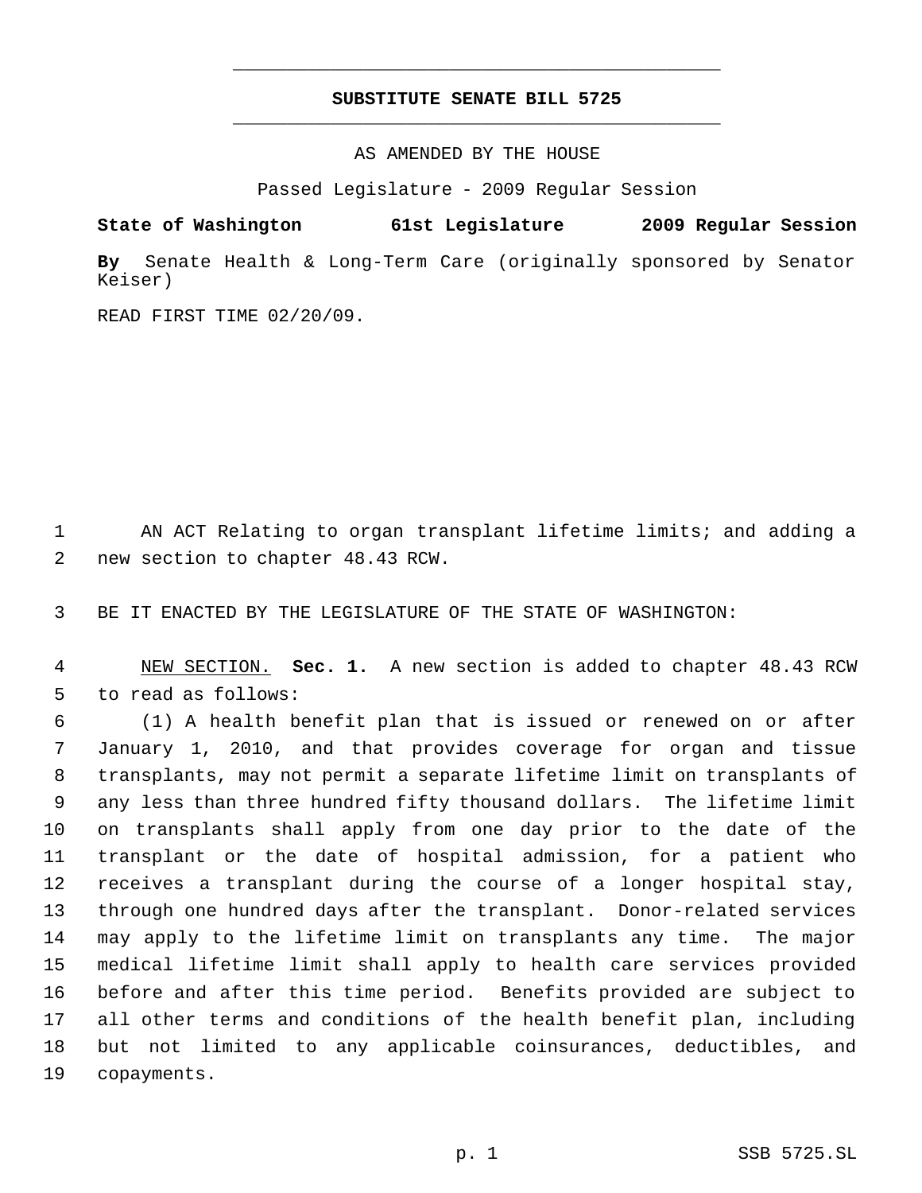# SUBSTITUTE SENATE BILL 5725

AS AMENDED BY THE HOUSE

Passed Legislature - 2009 Regular Session

**State of Washington 61st Legislature 2009 Regular Session**

**By** Senate Health & Long-Term Care (originally sponsored by Senator Keiser)

READ FIRST TIME 02/20/09.

AN ACT Relating to organ transplant lifetime limits; and adding a new section to chapter 48.43 RCW.

BE IT ENACTED BY THE LEGISLATURE OF THE STATE OF WASHINGTON:

NEW SECTION. **Sec. 1.** A new section is added to chapter 48.43 RCW to read as follows:

(1) A health benefit plan that is issued or renewed on or after January 1, 2010, and that provides coverage for organ and tissue transplants, may not permit a separate lifetime limit on transplants of any less than three hundred fifty thousand dollars. The lifetime limit on transplants shall apply from one day prior to the date of the transplant or the date of hospital admission, for a patient who receives a transplant during the course of a longer hospital stay, through one hundred days after the transplant. Donor-related services may apply to the lifetime limit on transplants any time. The major medical lifetime limit shall apply to health care services provided before and after this time period. Benefits provided are subject to all other terms and conditions of the health benefit plan, including but not limited to any applicable coinsurances, deductibles, and copayments.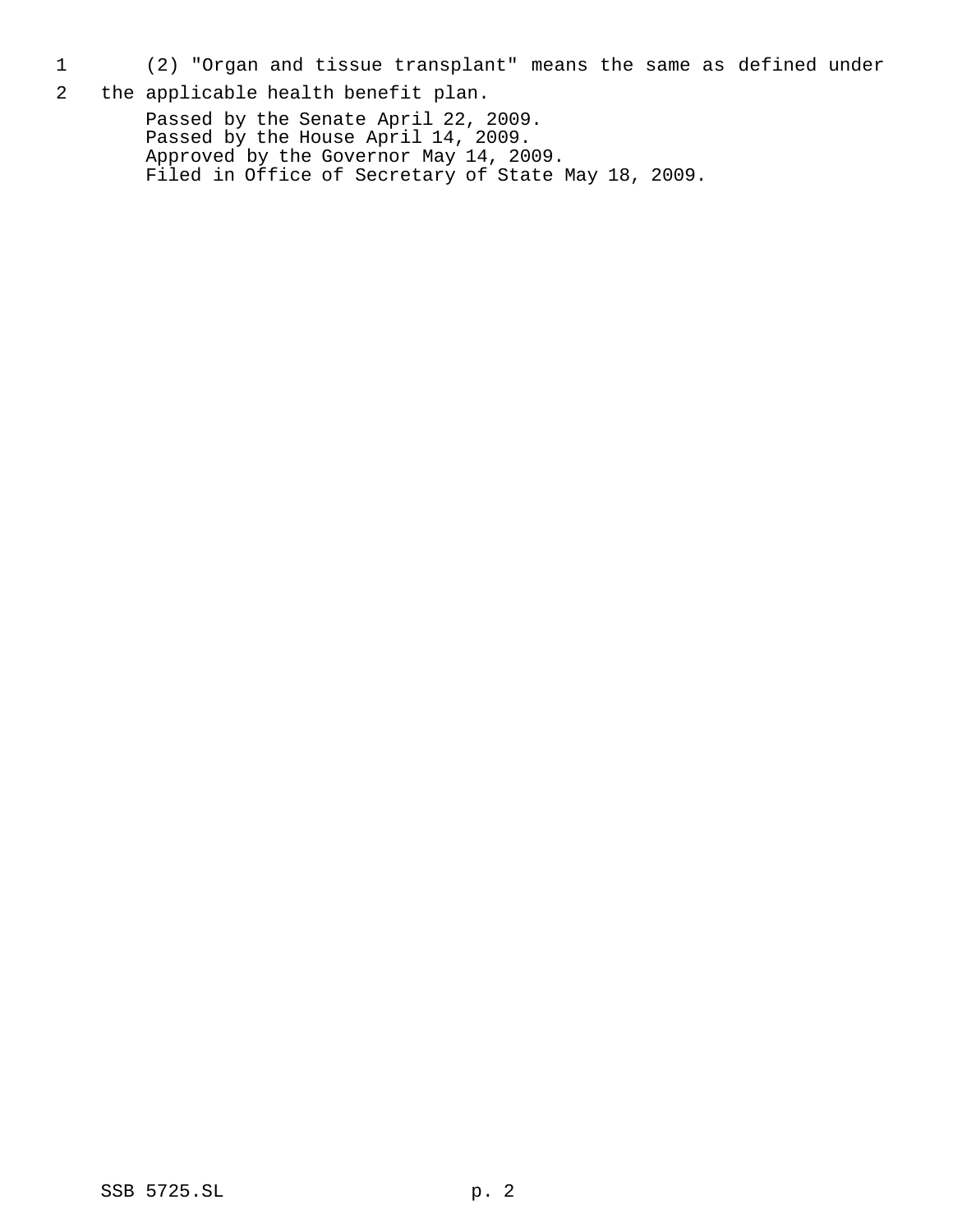(2) "Organ and tissue transplant" means the same as defined under the applicable health benefit plan.

Passed by the Senate April 22, 2009.
Passed by the House April 14, 2009.
Approved by the Governor May 14, 2009.
Filed in Office of Secretary of State May 18, 2009.